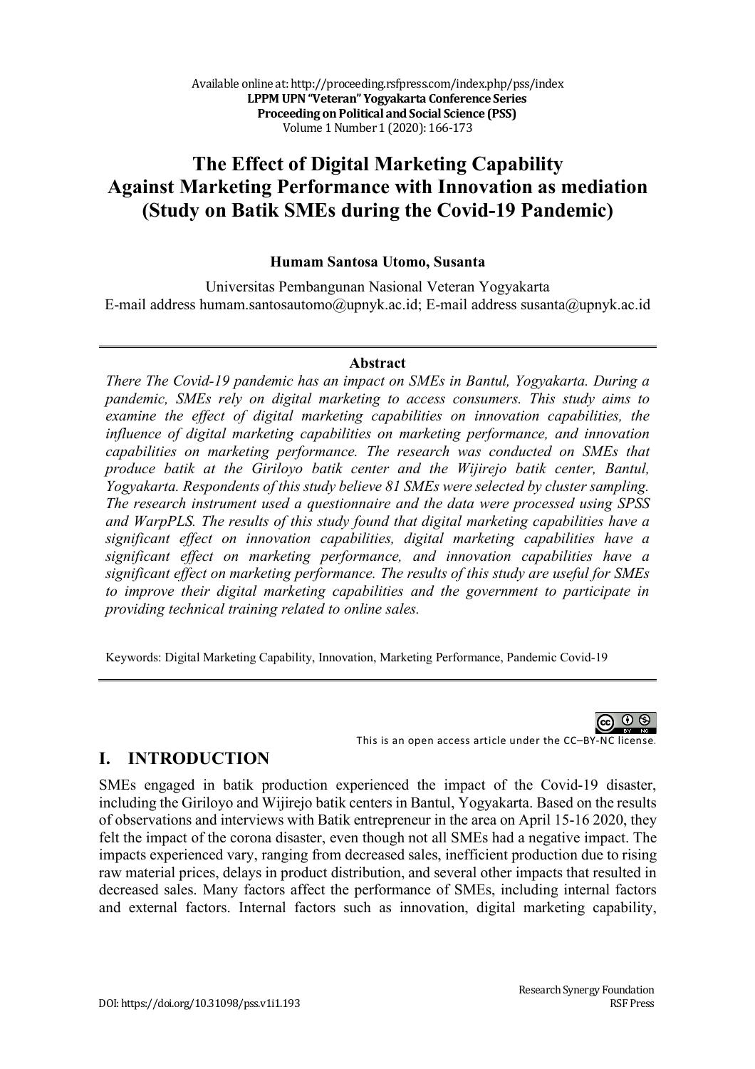# The Effect of Digital Marketing Capability Against Marketing Performance with Innovation as mediation (Study on Batik SMEs during the Covid-19 Pandemic)

**Humam Santosa Utomo, Susanta**

Universitas Pembangunan Nasional Veteran Yogyakarta
E-mail address humam.santosautomo@upnyk.ac.id; E-mail address susanta@upnyk.ac.id

**Abstract**

*There The Covid-19 pandemic has an impact on SMEs in Bantul, Yogyakarta. During a pandemic, SMEs rely on digital marketing to access consumers. This study aims to examine the effect of digital marketing capabilities on innovation capabilities, the influence of digital marketing capabilities on marketing performance, and innovation capabilities on marketing performance. The research was conducted on SMEs that produce batik at the Giriloyo batik center and the Wijirejo batik center, Bantul, Yogyakarta. Respondents of this study believe 81 SMEs were selected by cluster sampling. The research instrument used a questionnaire and the data were processed using SPSS and WarpPLS. The results of this study found that digital marketing capabilities have a significant effect on innovation capabilities, digital marketing capabilities have a significant effect on marketing performance, and innovation capabilities have a significant effect on marketing performance. The results of this study are useful for SMEs to improve their digital marketing capabilities and the government to participate in providing technical training related to online sales.*

Keywords: Digital Marketing Capability, Innovation, Marketing Performance, Pandemic Covid-19

This is an open access article under the CC–BY-NC license.

## I. INTRODUCTION

SMEs engaged in batik production experienced the impact of the Covid-19 disaster, including the Giriloyo and Wijirejo batik centers in Bantul, Yogyakarta. Based on the results of observations and interviews with Batik entrepreneur in the area on April 15-16 2020, they felt the impact of the corona disaster, even though not all SMEs had a negative impact. The impacts experienced vary, ranging from decreased sales, inefficient production due to rising raw material prices, delays in product distribution, and several other impacts that resulted in decreased sales. Many factors affect the performance of SMEs, including internal factors and external factors. Internal factors such as innovation, digital marketing capability,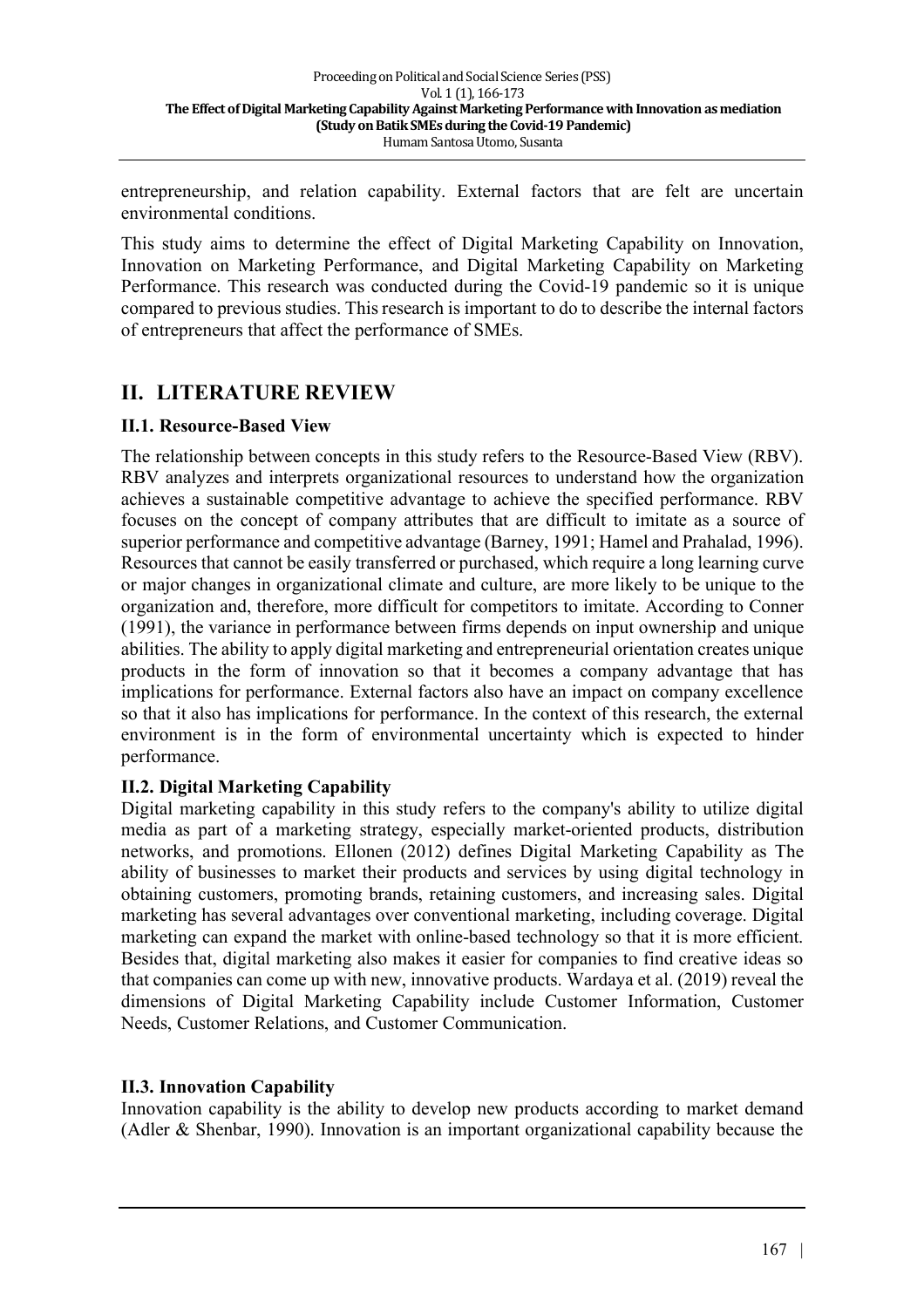entrepreneurship, and relation capability. External factors that are felt are uncertain environmental conditions.

This study aims to determine the effect of Digital Marketing Capability on Innovation, Innovation on Marketing Performance, and Digital Marketing Capability on Marketing Performance. This research was conducted during the Covid-19 pandemic so it is unique compared to previous studies. This research is important to do to describe the internal factors of entrepreneurs that affect the performance of SMEs.

## II. LITERATURE REVIEW

### II.1. Resource-Based View

The relationship between concepts in this study refers to the Resource-Based View (RBV). RBV analyzes and interprets organizational resources to understand how the organization achieves a sustainable competitive advantage to achieve the specified performance. RBV focuses on the concept of company attributes that are difficult to imitate as a source of superior performance and competitive advantage (Barney, 1991; Hamel and Prahalad, 1996). Resources that cannot be easily transferred or purchased, which require a long learning curve or major changes in organizational climate and culture, are more likely to be unique to the organization and, therefore, more difficult for competitors to imitate. According to Conner (1991), the variance in performance between firms depends on input ownership and unique abilities. The ability to apply digital marketing and entrepreneurial orientation creates unique products in the form of innovation so that it becomes a company advantage that has implications for performance. External factors also have an impact on company excellence so that it also has implications for performance. In the context of this research, the external environment is in the form of environmental uncertainty which is expected to hinder performance.

### II.2. Digital Marketing Capability

Digital marketing capability in this study refers to the company's ability to utilize digital media as part of a marketing strategy, especially market-oriented products, distribution networks, and promotions. Ellonen (2012) defines Digital Marketing Capability as The ability of businesses to market their products and services by using digital technology in obtaining customers, promoting brands, retaining customers, and increasing sales. Digital marketing has several advantages over conventional marketing, including coverage. Digital marketing can expand the market with online-based technology so that it is more efficient. Besides that, digital marketing also makes it easier for companies to find creative ideas so that companies can come up with new, innovative products. Wardaya et al. (2019) reveal the dimensions of Digital Marketing Capability include Customer Information, Customer Needs, Customer Relations, and Customer Communication.

### II.3. Innovation Capability

Innovation capability is the ability to develop new products according to market demand (Adler & Shenbar, 1990). Innovation is an important organizational capability because the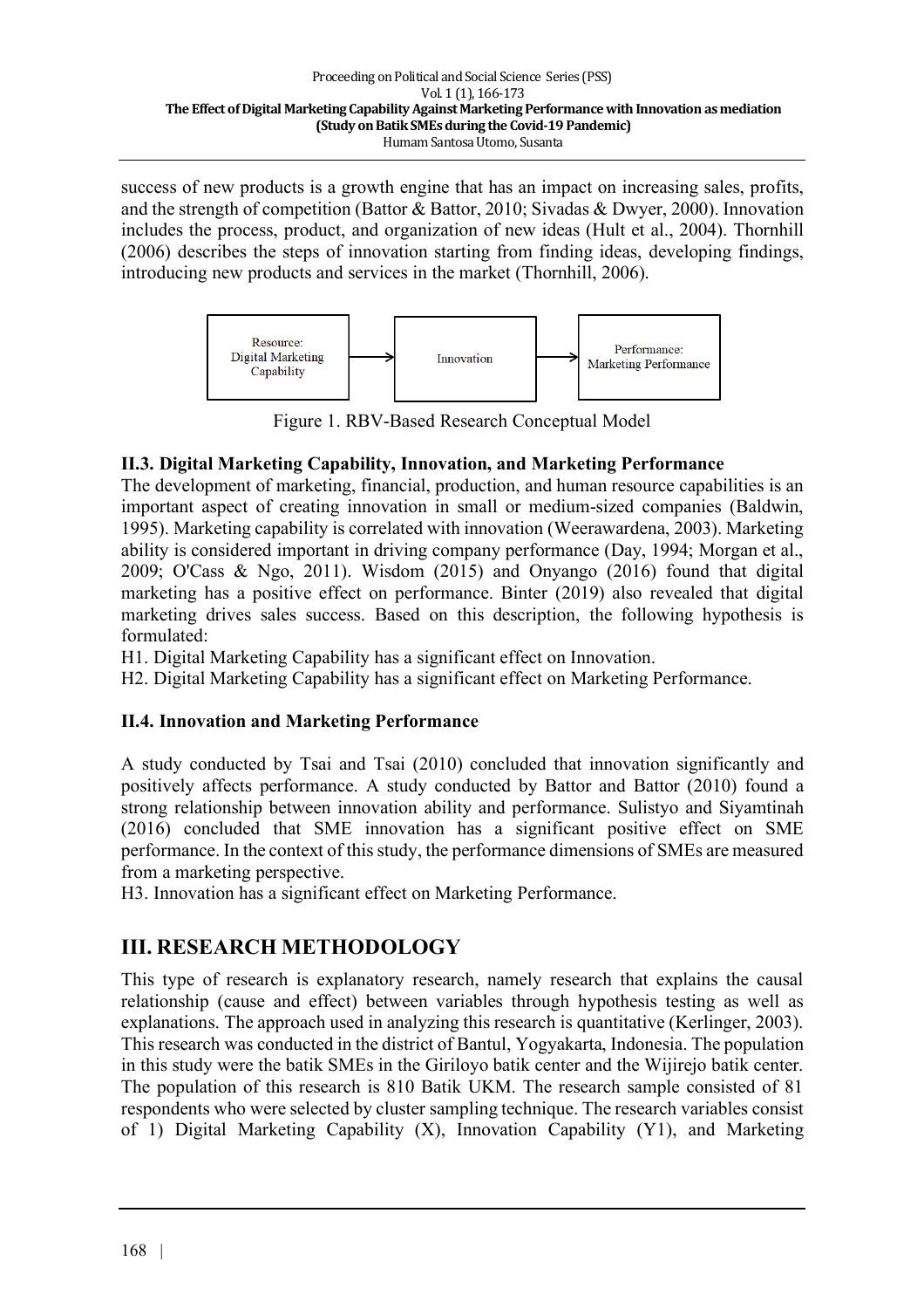success of new products is a growth engine that has an impact on increasing sales, profits, and the strength of competition (Battor & Battor, 2010; Sivadas & Dwyer, 2000). Innovation includes the process, product, and organization of new ideas (Hult et al., 2004). Thornhill (2006) describes the steps of innovation starting from finding ideas, developing findings, introducing new products and services in the market (Thornhill, 2006).

Resource: Digital Marketing Capability → Innovation → Performance: Marketing Performance

Figure 1. RBV-Based Research Conceptual Model

### II.3. Digital Marketing Capability, Innovation, and Marketing Performance

The development of marketing, financial, production, and human resource capabilities is an important aspect of creating innovation in small or medium-sized companies (Baldwin, 1995). Marketing capability is correlated with innovation (Weerawardena, 2003). Marketing ability is considered important in driving company performance (Day, 1994; Morgan et al., 2009; O'Cass & Ngo, 2011). Wisdom (2015) and Onyango (2016) found that digital marketing has a positive effect on performance. Binter (2019) also revealed that digital marketing drives sales success. Based on this description, the following hypothesis is formulated:

H1. Digital Marketing Capability has a significant effect on Innovation.
H2. Digital Marketing Capability has a significant effect on Marketing Performance.

### II.4. Innovation and Marketing Performance

A study conducted by Tsai and Tsai (2010) concluded that innovation significantly and positively affects performance. A study conducted by Battor and Battor (2010) found a strong relationship between innovation ability and performance. Sulistyo and Siyamtinah (2016) concluded that SME innovation has a significant positive effect on SME performance. In the context of this study, the performance dimensions of SMEs are measured from a marketing perspective.

H3. Innovation has a significant effect on Marketing Performance.

## III. RESEARCH METHODOLOGY

This type of research is explanatory research, namely research that explains the causal relationship (cause and effect) between variables through hypothesis testing as well as explanations. The approach used in analyzing this research is quantitative (Kerlinger, 2003). This research was conducted in the district of Bantul, Yogyakarta, Indonesia. The population in this study were the batik SMEs in the Giriloyo batik center and the Wijirejo batik center. The population of this research is 810 Batik UKM. The research sample consisted of 81 respondents who were selected by cluster sampling technique. The research variables consist of 1) Digital Marketing Capability (X), Innovation Capability (Y1), and Marketing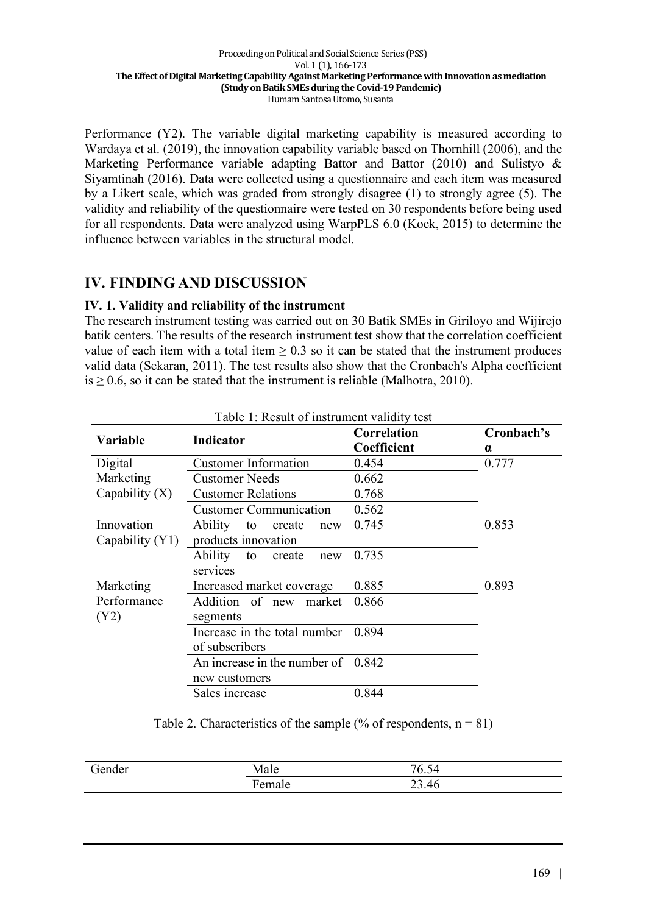Performance (Y2). The variable digital marketing capability is measured according to Wardaya et al. (2019), the innovation capability variable based on Thornhill (2006), and the Marketing Performance variable adapting Battor and Battor (2010) and Sulistyo & Siyamtinah (2016). Data were collected using a questionnaire and each item was measured by a Likert scale, which was graded from strongly disagree (1) to strongly agree (5). The validity and reliability of the questionnaire were tested on 30 respondents before being used for all respondents. Data were analyzed using WarpPLS 6.0 (Kock, 2015) to determine the influence between variables in the structural model.

# IV. FINDING AND DISCUSSION

## IV. 1. Validity and reliability of the instrument

The research instrument testing was carried out on 30 Batik SMEs in Giriloyo and Wijirejo batik centers. The results of the research instrument test show that the correlation coefficient value of each item with a total item ≥ 0.3 so it can be stated that the instrument produces valid data (Sekaran, 2011). The test results also show that the Cronbach's Alpha coefficient is ≥ 0.6, so it can be stated that the instrument is reliable (Malhotra, 2010).

Table 1: Result of instrument validity test

| Variable | Indicator | Correlation Coefficient | Cronbach's α |
|---|---|---|---|
| Digital Marketing Capability (X) | Customer Information | 0.454 | 0.777 |
| | Customer Needs | 0.662 | |
| | Customer Relations | 0.768 | |
| | Customer Communication | 0.562 | |
| Innovation Capability (Y1) | Ability to create new products innovation | 0.745 | 0.853 |
| | Ability to create new services | 0.735 | |
| Marketing Performance (Y2) | Increased market coverage | 0.885 | 0.893 |
| | Addition of new market segments | 0.866 | |
| | Increase in the total number of subscribers | 0.894 | |
| | An increase in the number of new customers | 0.842 | |
| | Sales increase | 0.844 | |

Table 2. Characteristics of the sample (% of respondents, n = 81)

| | | |
|---|---|---|
| Gender | Male | 76.54 |
| | Female | 23.46 |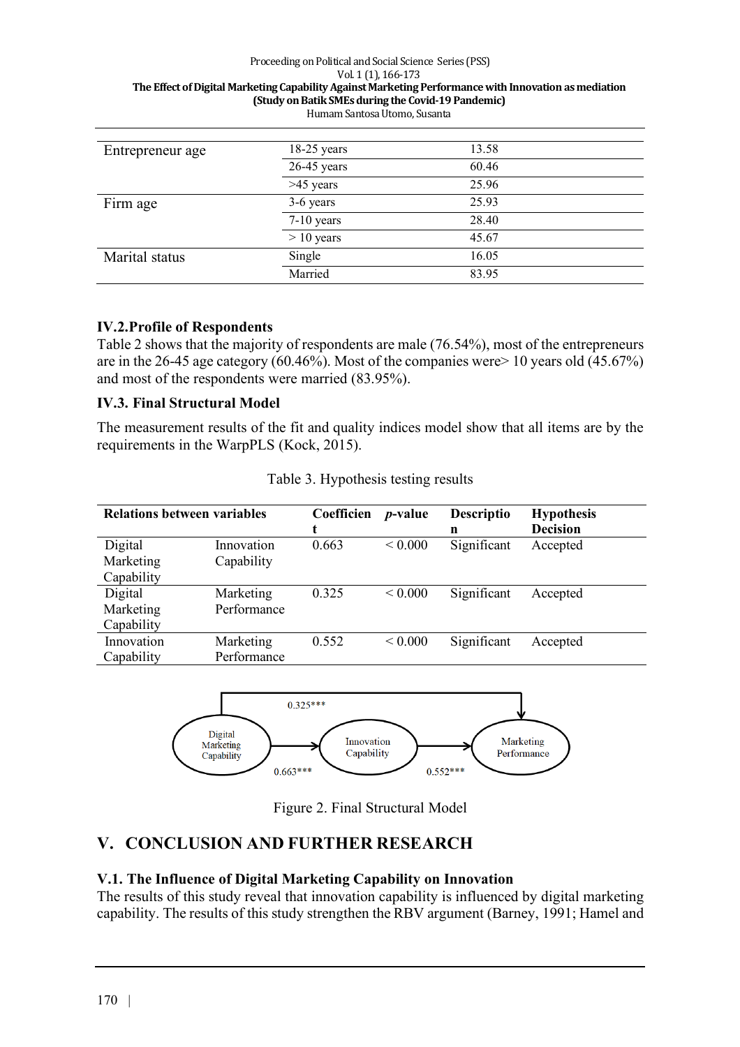| Entrepreneur age | 18-25 years | 13.58 |
|---|---|---|
| | 26-45 years | 60.46 |
| | >45 years | 25.96 |
| Firm age | 3-6 years | 25.93 |
| | 7-10 years | 28.40 |
| | > 10 years | 45.67 |
| Marital status | Single | 16.05 |
| | Married | 83.95 |

### IV.2.Profile of Respondents

Table 2 shows that the majority of respondents are male (76.54%), most of the entrepreneurs are in the 26-45 age category (60.46%). Most of the companies were> 10 years old (45.67%) and most of the respondents were married (83.95%).

### IV.3. Final Structural Model

The measurement results of the fit and quality indices model show that all items are by the requirements in the WarpPLS (Kock, 2015).

Table 3. Hypothesis testing results

| Relations between variables | | Coefficient | *p*-value | Description | Hypothesis Decision |
|---|---|---|---|---|---|
| Digital Marketing Capability | Innovation Capability | 0.663 | < 0.000 | Significant | Accepted |
| Digital Marketing Capability | Marketing Performance | 0.325 | < 0.000 | Significant | Accepted |
| Innovation Capability | Marketing Performance | 0.552 | < 0.000 | Significant | Accepted |

Digital Marketing Capability → Innovation Capability: 0.663***
Innovation Capability → Marketing Performance: 0.552***
Digital Marketing Capability → Marketing Performance: 0.325***

Figure 2. Final Structural Model

## V. CONCLUSION AND FURTHER RESEARCH

### V.1. The Influence of Digital Marketing Capability on Innovation

The results of this study reveal that innovation capability is influenced by digital marketing capability. The results of this study strengthen the RBV argument (Barney, 1991; Hamel and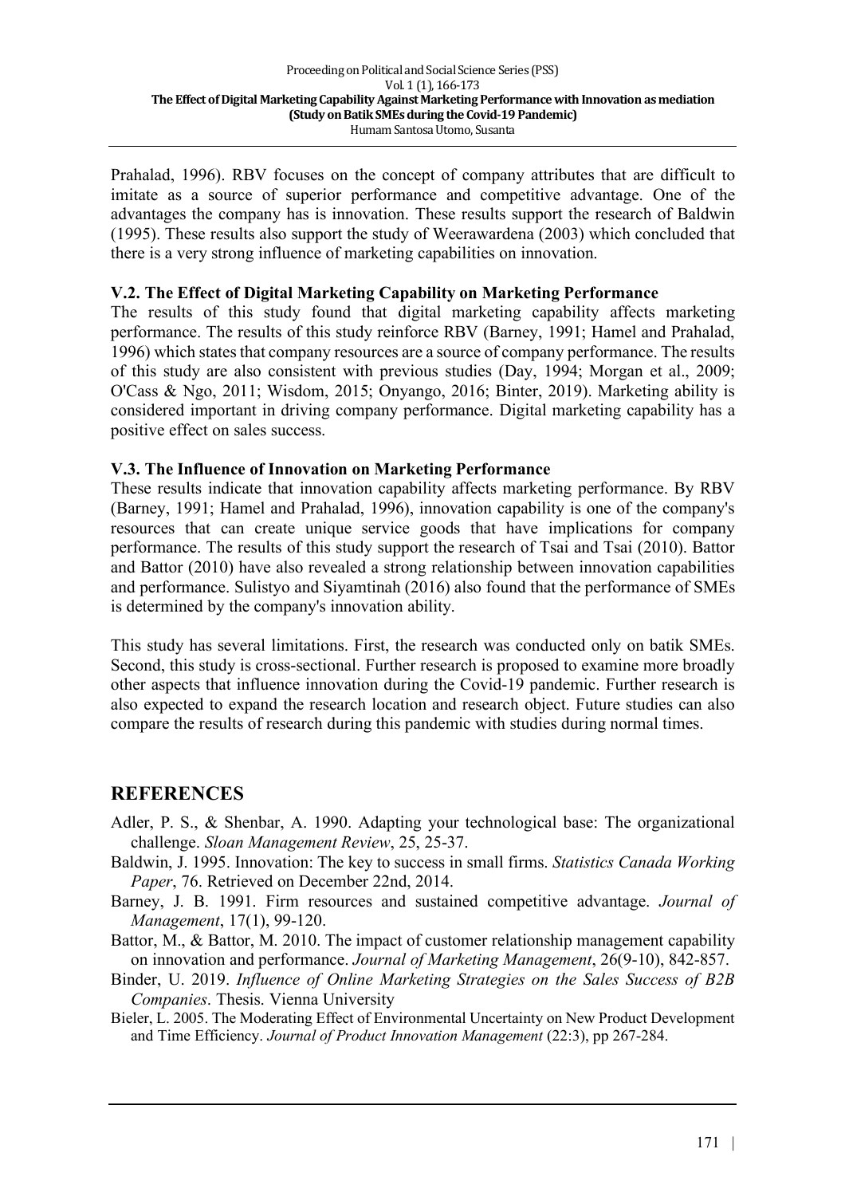Prahalad, 1996). RBV focuses on the concept of company attributes that are difficult to imitate as a source of superior performance and competitive advantage. One of the advantages the company has is innovation. These results support the research of Baldwin (1995). These results also support the study of Weerawardena (2003) which concluded that there is a very strong influence of marketing capabilities on innovation.

### V.2. The Effect of Digital Marketing Capability on Marketing Performance

The results of this study found that digital marketing capability affects marketing performance. The results of this study reinforce RBV (Barney, 1991; Hamel and Prahalad, 1996) which states that company resources are a source of company performance. The results of this study are also consistent with previous studies (Day, 1994; Morgan et al., 2009; O'Cass & Ngo, 2011; Wisdom, 2015; Onyango, 2016; Binter, 2019). Marketing ability is considered important in driving company performance. Digital marketing capability has a positive effect on sales success.

### V.3. The Influence of Innovation on Marketing Performance

These results indicate that innovation capability affects marketing performance. By RBV (Barney, 1991; Hamel and Prahalad, 1996), innovation capability is one of the company's resources that can create unique service goods that have implications for company performance. The results of this study support the research of Tsai and Tsai (2010). Battor and Battor (2010) have also revealed a strong relationship between innovation capabilities and performance. Sulistyo and Siyamtinah (2016) also found that the performance of SMEs is determined by the company's innovation ability.

This study has several limitations. First, the research was conducted only on batik SMEs. Second, this study is cross-sectional. Further research is proposed to examine more broadly other aspects that influence innovation during the Covid-19 pandemic. Further research is also expected to expand the research location and research object. Future studies can also compare the results of research during this pandemic with studies during normal times.

## REFERENCES

Adler, P. S., & Shenbar, A. 1990. Adapting your technological base: The organizational challenge. *Sloan Management Review*, 25, 25-37.

Baldwin, J. 1995. Innovation: The key to success in small firms. *Statistics Canada Working Paper*, 76. Retrieved on December 22nd, 2014.

Barney, J. B. 1991. Firm resources and sustained competitive advantage. *Journal of Management*, 17(1), 99-120.

Battor, M., & Battor, M. 2010. The impact of customer relationship management capability on innovation and performance. *Journal of Marketing Management*, 26(9-10), 842-857.

Binder, U. 2019. *Influence of Online Marketing Strategies on the Sales Success of B2B Companies*. Thesis. Vienna University

Bieler, L. 2005. The Moderating Effect of Environmental Uncertainty on New Product Development and Time Efficiency. *Journal of Product Innovation Management* (22:3), pp 267-284.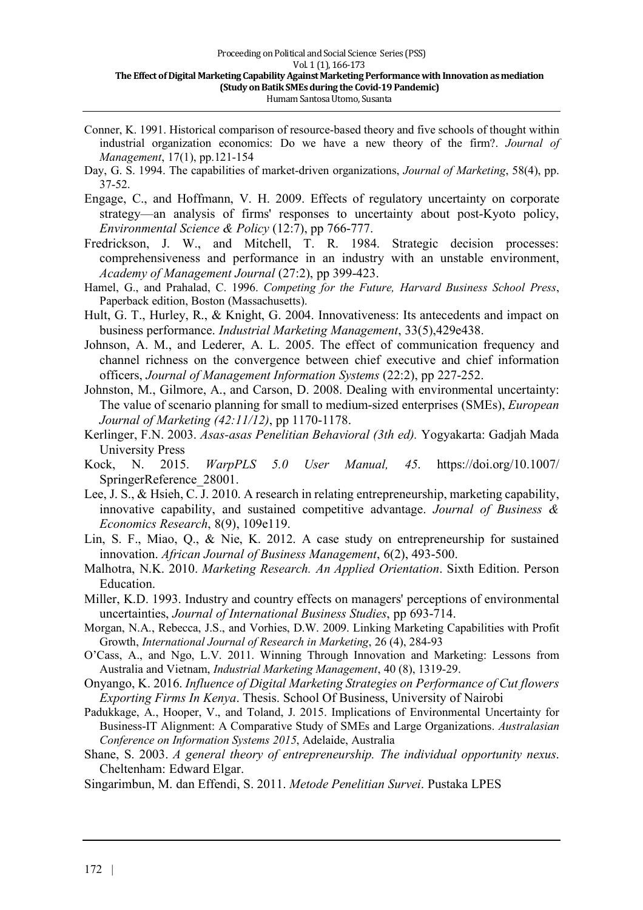Conner, K. 1991. Historical comparison of resource-based theory and five schools of thought within industrial organization economics: Do we have a new theory of the firm?. *Journal of Management*, 17(1), pp.121-154

Day, G. S. 1994. The capabilities of market-driven organizations, *Journal of Marketing*, 58(4), pp. 37-52.

Engage, C., and Hoffmann, V. H. 2009. Effects of regulatory uncertainty on corporate strategy—an analysis of firms' responses to uncertainty about post-Kyoto policy, *Environmental Science & Policy* (12:7), pp 766-777.

Fredrickson, J. W., and Mitchell, T. R. 1984. Strategic decision processes: comprehensiveness and performance in an industry with an unstable environment, *Academy of Management Journal* (27:2), pp 399-423.

Hamel, G., and Prahalad, C. 1996. *Competing for the Future, Harvard Business School Press*, Paperback edition, Boston (Massachusetts).

Hult, G. T., Hurley, R., & Knight, G. 2004. Innovativeness: Its antecedents and impact on business performance. *Industrial Marketing Management*, 33(5),429e438.

Johnson, A. M., and Lederer, A. L. 2005. The effect of communication frequency and channel richness on the convergence between chief executive and chief information officers, *Journal of Management Information Systems* (22:2), pp 227-252.

Johnston, M., Gilmore, A., and Carson, D. 2008. Dealing with environmental uncertainty: The value of scenario planning for small to medium-sized enterprises (SMEs), *European Journal of Marketing (42:11/12)*, pp 1170-1178.

Kerlinger, F.N. 2003. *Asas-asas Penelitian Behavioral (3th ed).* Yogyakarta: Gadjah Mada University Press

Kock, N. 2015. *WarpPLS 5.0 User Manual, 45*. https://doi.org/10.1007/SpringerReference_28001.

Lee, J. S., & Hsieh, C. J. 2010. A research in relating entrepreneurship, marketing capability, innovative capability, and sustained competitive advantage. *Journal of Business & Economics Research*, 8(9), 109e119.

Lin, S. F., Miao, Q., & Nie, K. 2012. A case study on entrepreneurship for sustained innovation. *African Journal of Business Management*, 6(2), 493-500.

Malhotra, N.K. 2010. *Marketing Research. An Applied Orientation*. Sixth Edition. Person Education.

Miller, K.D. 1993. Industry and country effects on managers' perceptions of environmental uncertainties, *Journal of International Business Studies*, pp 693-714.

Morgan, N.A., Rebecca, J.S., and Vorhies, D.W. 2009. Linking Marketing Capabilities with Profit Growth, *International Journal of Research in Marketing*, 26 (4), 284-93

O'Cass, A., and Ngo, L.V. 2011. Winning Through Innovation and Marketing: Lessons from Australia and Vietnam, *Industrial Marketing Management*, 40 (8), 1319-29.

Onyango, K. 2016. *Influence of Digital Marketing Strategies on Performance of Cut flowers Exporting Firms In Kenya*. Thesis. School Of Business, University of Nairobi

Padukkage, A., Hooper, V., and Toland, J. 2015. Implications of Environmental Uncertainty for Business-IT Alignment: A Comparative Study of SMEs and Large Organizations. *Australasian Conference on Information Systems 2015*, Adelaide, Australia

Shane, S. 2003. *A general theory of entrepreneurship. The individual opportunity nexus*. Cheltenham: Edward Elgar.

Singarimbun, M. dan Effendi, S. 2011. *Metode Penelitian Survei*. Pustaka LPES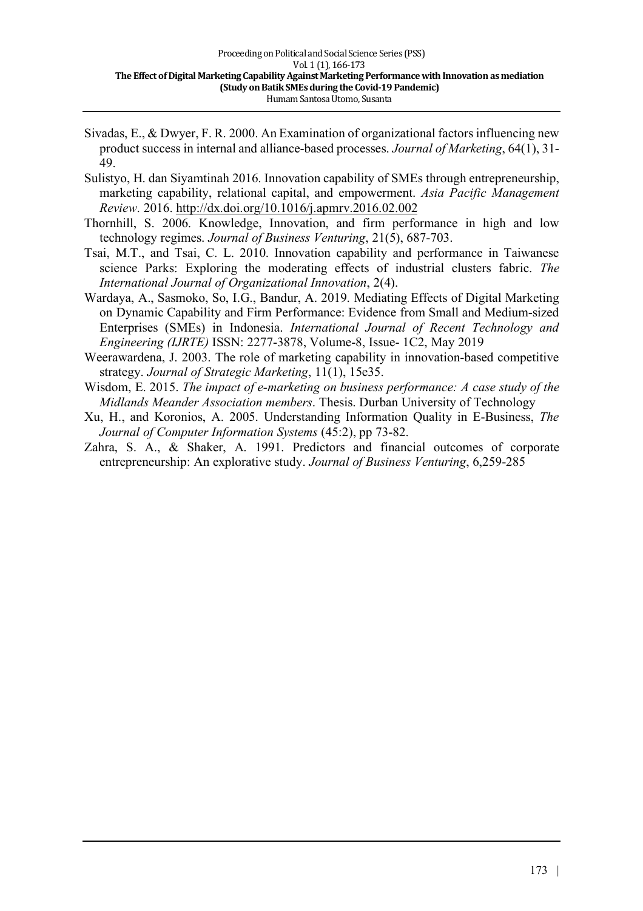Sivadas, E., & Dwyer, F. R. 2000. An Examination of organizational factors influencing new product success in internal and alliance-based processes. *Journal of Marketing*, 64(1), 31-49.

Sulistyo, H. dan Siyamtinah 2016. Innovation capability of SMEs through entrepreneurship, marketing capability, relational capital, and empowerment. *Asia Pacific Management Review*. 2016. http://dx.doi.org/10.1016/j.apmrv.2016.02.002

Thornhill, S. 2006. Knowledge, Innovation, and firm performance in high and low technology regimes. *Journal of Business Venturing*, 21(5), 687-703.

Tsai, M.T., and Tsai, C. L. 2010. Innovation capability and performance in Taiwanese science Parks: Exploring the moderating effects of industrial clusters fabric. *The International Journal of Organizational Innovation*, 2(4).

Wardaya, A., Sasmoko, So, I.G., Bandur, A. 2019. Mediating Effects of Digital Marketing on Dynamic Capability and Firm Performance: Evidence from Small and Medium-sized Enterprises (SMEs) in Indonesia. *International Journal of Recent Technology and Engineering (IJRTE)* ISSN: 2277-3878, Volume-8, Issue- 1C2, May 2019

Weerawardena, J. 2003. The role of marketing capability in innovation-based competitive strategy. *Journal of Strategic Marketing*, 11(1), 15e35.

Wisdom, E. 2015. *The impact of e-marketing on business performance: A case study of the Midlands Meander Association members*. Thesis. Durban University of Technology

Xu, H., and Koronios, A. 2005. Understanding Information Quality in E-Business, *The Journal of Computer Information Systems* (45:2), pp 73-82.

Zahra, S. A., & Shaker, A. 1991. Predictors and financial outcomes of corporate entrepreneurship: An explorative study. *Journal of Business Venturing*, 6,259-285